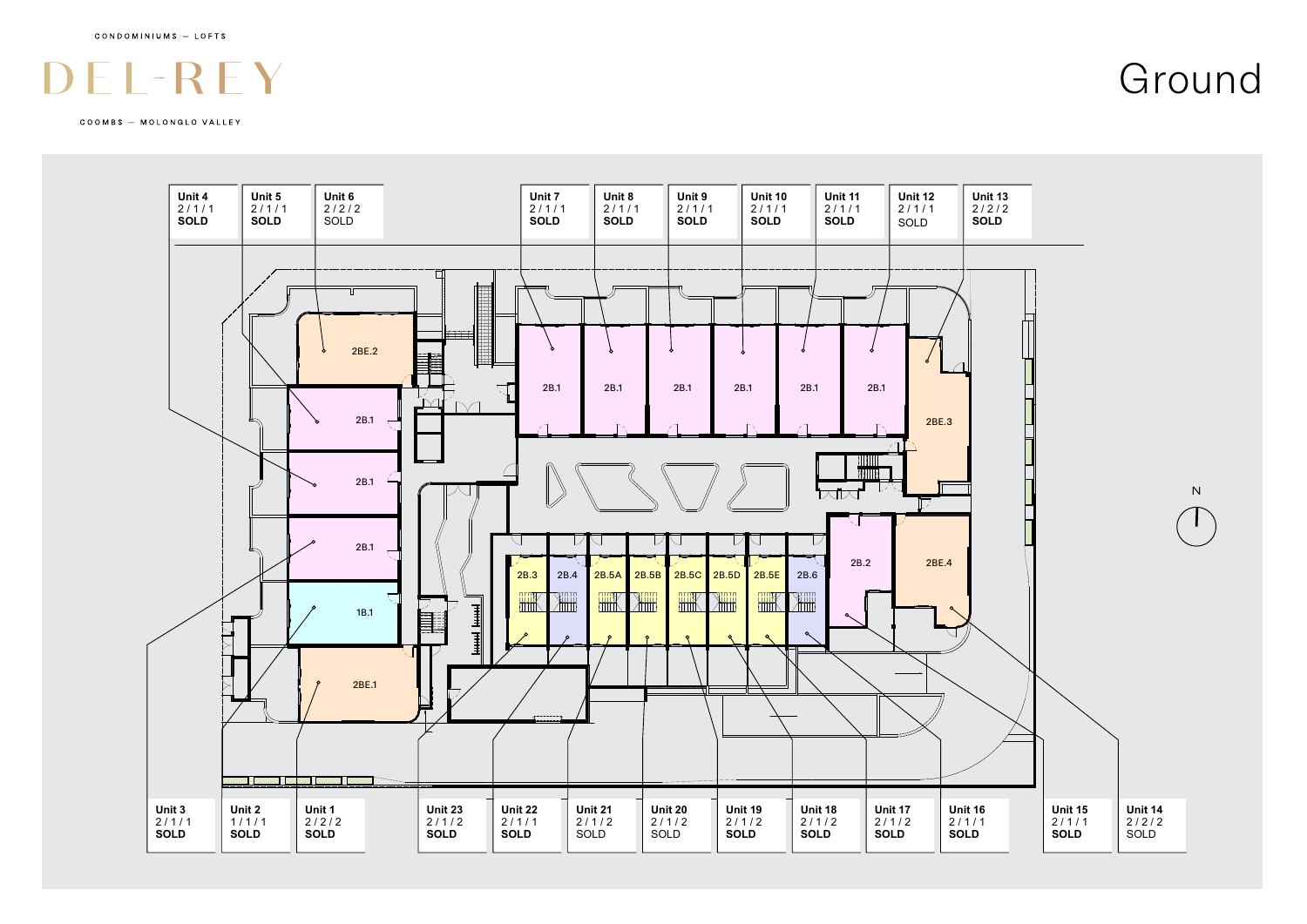CONDOMINIUMS — LOFTS

# DEL-REY

COOMBS — MOLONGLO VALLEY

# Ground

| Unit | Bed / Bath / Car | Type | Status |
|---|---|---|---|
| Unit 1 | 2 / 2 / 2 | 2BE.1 | SOLD |
| Unit 2 | 1 / 1 / 1 | 1B.1 | SOLD |
| Unit 3 | 2 / 1 / 1 | 2B.1 | SOLD |
| Unit 4 | 2 / 1 / 1 | 2B.1 | SOLD |
| Unit 5 | 2 / 1 / 1 | 2B.1 | SOLD |
| Unit 6 | 2 / 2 / 2 | 2BE.2 | SOLD |
| Unit 7 | 2 / 1 / 1 | 2B.1 | SOLD |
| Unit 8 | 2 / 1 / 1 | 2B.1 | SOLD |
| Unit 9 | 2 / 1 / 1 | 2B.1 | SOLD |
| Unit 10 | 2 / 1 / 1 | 2B.1 | SOLD |
| Unit 11 | 2 / 1 / 1 | 2B.1 | SOLD |
| Unit 12 | 2 / 1 / 1 | 2B.1 | SOLD |
| Unit 13 | 2 / 2 / 2 | 2BE.3 | SOLD |
| Unit 14 | 2 / 2 / 2 | 2BE.4 | SOLD |
| Unit 15 | 2 / 1 / 1 | 2B.2 | SOLD |
| Unit 16 | 2 / 1 / 1 | 2B.6 | SOLD |
| Unit 17 | 2 / 1 / 2 | 2B.5E | SOLD |
| Unit 18 | 2 / 1 / 2 | 2B.5D | SOLD |
| Unit 19 | 2 / 1 / 2 | 2B.5C | SOLD |
| Unit 20 | 2 / 1 / 2 | 2B.5B | SOLD |
| Unit 21 | 2 / 1 / 2 | 2B.5A | SOLD |
| Unit 22 | 2 / 1 / 1 | 2B.4 | SOLD |
| Unit 23 | 2 / 1 / 2 | 2B.3 | SOLD |

N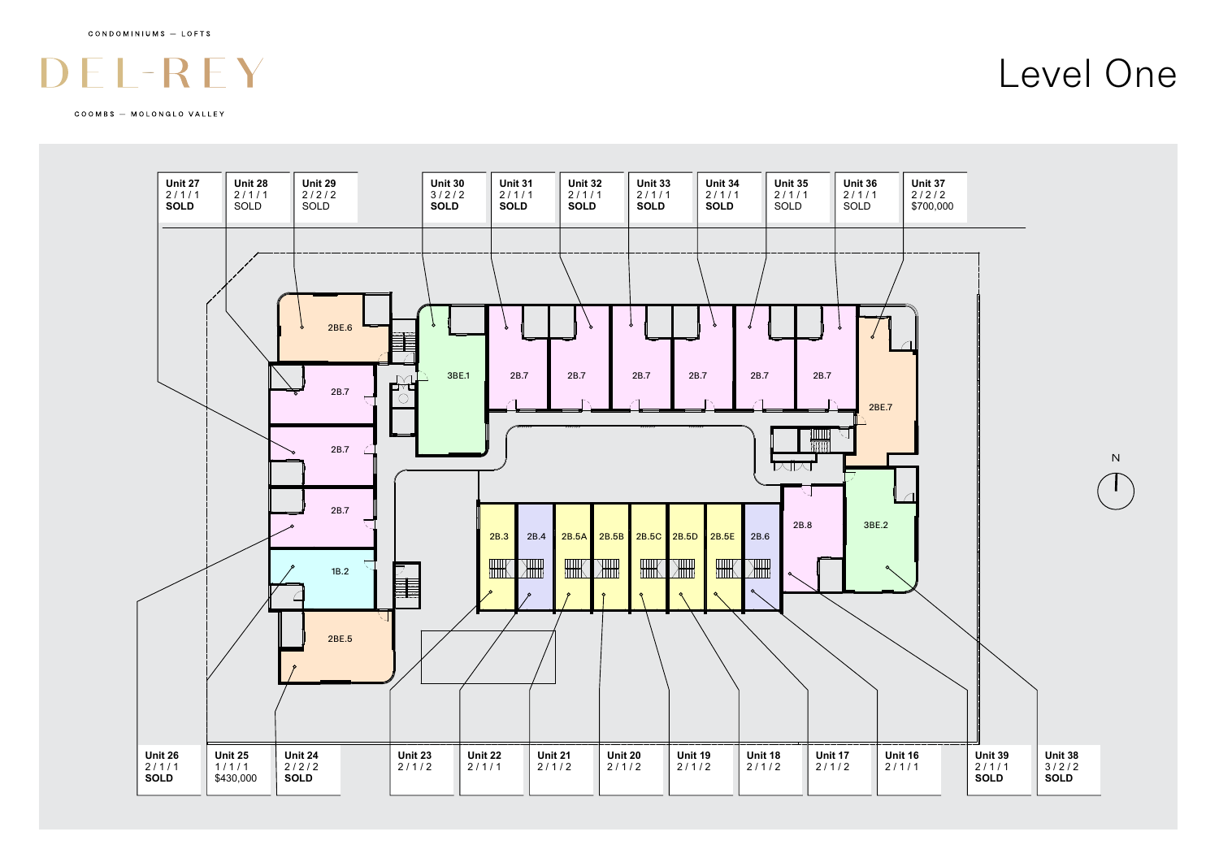CONDOMINIUMS — LOFTS

# DEL-REY

COOMBS — MOLONGLO VALLEY

# Level One

| Unit | Bed / Bath / Car | Status / Price |
|---|---|---|
| Unit 27 | 2 / 1 / 1 | SOLD |
| Unit 28 | 2 / 1 / 1 | SOLD |
| Unit 29 | 2 / 2 / 2 | SOLD |
| Unit 30 | 3 / 2 / 2 | SOLD |
| Unit 31 | 2 / 1 / 1 | SOLD |
| Unit 32 | 2 / 1 / 1 | SOLD |
| Unit 33 | 2 / 1 / 1 | SOLD |
| Unit 34 | 2 / 1 / 1 | SOLD |
| Unit 35 | 2 / 1 / 1 | SOLD |
| Unit 36 | 2 / 1 / 1 | SOLD |
| Unit 37 | 2 / 2 / 2 | $700,000 |
| Unit 26 | 2 / 1 / 1 | SOLD |
| Unit 25 | 1 / 1 / 1 | $430,000 |
| Unit 24 | 2 / 2 / 2 | SOLD |
| Unit 23 | 2 / 1 / 2 | |
| Unit 22 | 2 / 1 / 1 | |
| Unit 21 | 2 / 1 / 2 | |
| Unit 20 | 2 / 1 / 2 | |
| Unit 19 | 2 / 1 / 2 | |
| Unit 18 | 2 / 1 / 2 | |
| Unit 17 | 2 / 1 / 2 | |
| Unit 16 | 2 / 1 / 1 | |
| Unit 39 | 2 / 1 / 1 | SOLD |
| Unit 38 | 3 / 2 / 2 | SOLD |

2BE.6, 2B.7, 2B.7, 2B.7, 1B.2, 2BE.5, 3BE.1, 2B.7, 2B.7, 2B.7, 2B.7, 2B.7, 2B.7, 2BE.7, 2B.3, 2B.4, 2B.5A, 2B.5B, 2B.5C, 2B.5D, 2B.5E, 2B.6, 2B.8, 3BE.2

N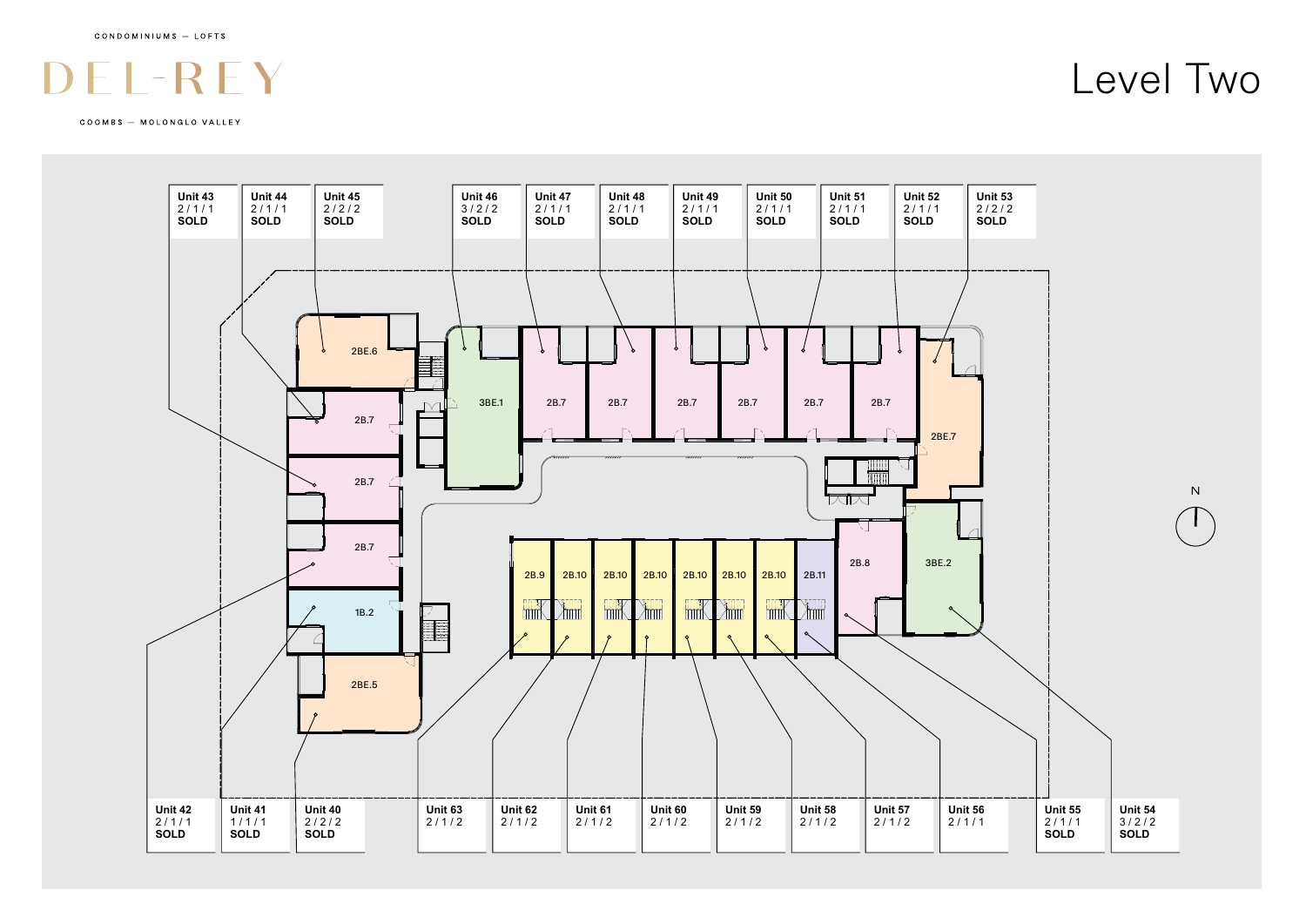CONDOMINIUMS — LOFTS

# DEL-REY

COOMBS — MOLONGLO VALLEY

# Level Two

| Unit | Bed / Bath / Car | Status | Type |
| --- | --- | --- | --- |
| Unit 43 | 2 / 1 / 1 | SOLD | 2B.7 |
| Unit 44 | 2 / 1 / 1 | SOLD | 2B.7 |
| Unit 45 | 2 / 2 / 2 | SOLD | 2BE.6 |
| Unit 46 | 3 / 2 / 2 | SOLD | 3BE.1 |
| Unit 47 | 2 / 1 / 1 | SOLD | 2B.7 |
| Unit 48 | 2 / 1 / 1 | SOLD | 2B.7 |
| Unit 49 | 2 / 1 / 1 | SOLD | 2B.7 |
| Unit 50 | 2 / 1 / 1 | SOLD | 2B.7 |
| Unit 51 | 2 / 1 / 1 | SOLD | 2B.7 |
| Unit 52 | 2 / 1 / 1 | SOLD | 2B.7 |
| Unit 53 | 2 / 2 / 2 | SOLD | 2BE.7 |
| Unit 42 | 2 / 1 / 1 | SOLD | 2B.7 |
| Unit 41 | 1 / 1 / 1 | SOLD | 1B.2 |
| Unit 40 | 2 / 2 / 2 | SOLD | 2BE.5 |
| Unit 63 | 2 / 1 / 2 | | 2B.9 |
| Unit 62 | 2 / 1 / 2 | | 2B.10 |
| Unit 61 | 2 / 1 / 2 | | 2B.10 |
| Unit 60 | 2 / 1 / 2 | | 2B.10 |
| Unit 59 | 2 / 1 / 2 | | 2B.10 |
| Unit 58 | 2 / 1 / 2 | | 2B.10 |
| Unit 57 | 2 / 1 / 2 | | 2B.10 |
| Unit 56 | 2 / 1 / 1 | | 2B.11 |
| Unit 55 | 2 / 1 / 1 | SOLD | 2B.8 |
| Unit 54 | 3 / 2 / 2 | SOLD | 3BE.2 |

N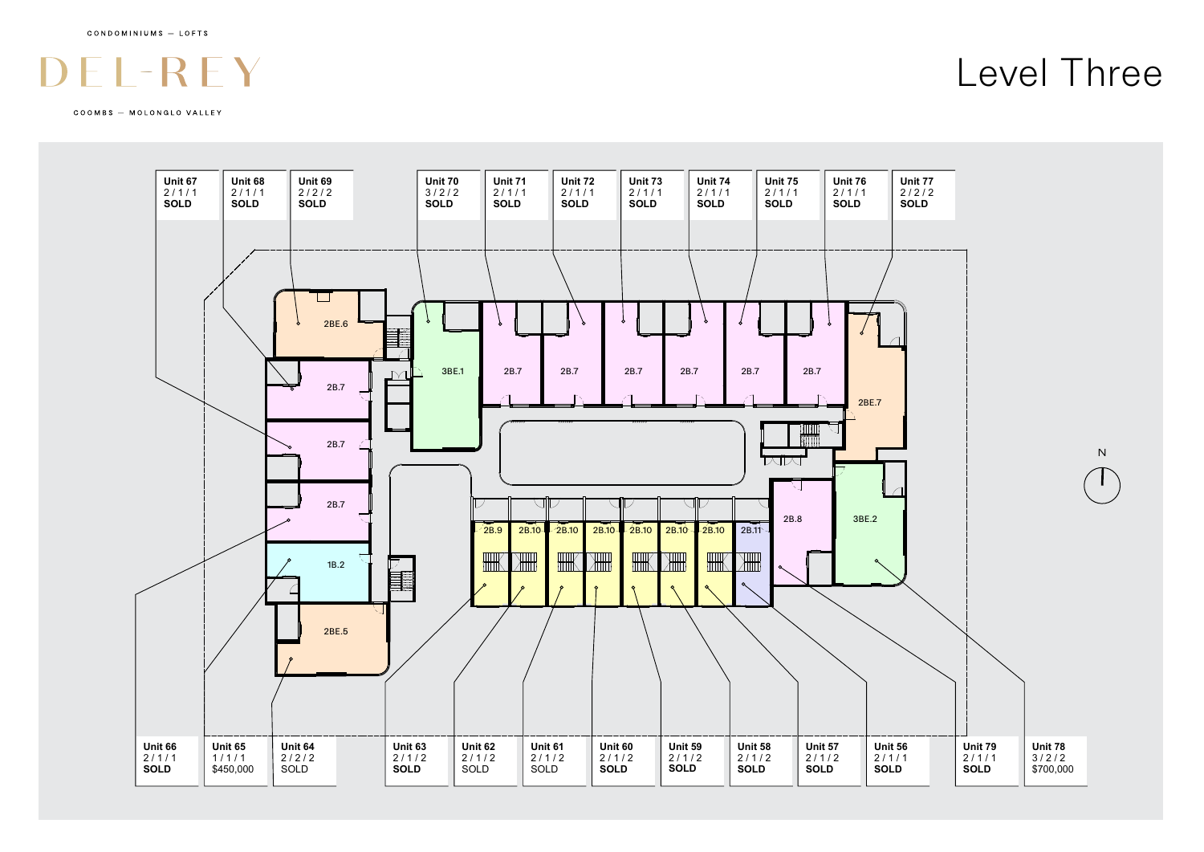CONDOMINIUMS — LOFTS

# DEL-REY

COOMBS — MOLONGLO VALLEY

# Level Three

| Unit | Bed / Bath / Car | Status / Price |
|---|---|---|
| Unit 67 | 2 / 1 / 1 | SOLD |
| Unit 68 | 2 / 1 / 1 | SOLD |
| Unit 69 | 2 / 2 / 2 | SOLD |
| Unit 70 | 3 / 2 / 2 | SOLD |
| Unit 71 | 2 / 1 / 1 | SOLD |
| Unit 72 | 2 / 1 / 1 | SOLD |
| Unit 73 | 2 / 1 / 1 | SOLD |
| Unit 74 | 2 / 1 / 1 | SOLD |
| Unit 75 | 2 / 1 / 1 | SOLD |
| Unit 76 | 2 / 1 / 1 | SOLD |
| Unit 77 | 2 / 2 / 2 | SOLD |
| Unit 66 | 2 / 1 / 1 | SOLD |
| Unit 65 | 1 / 1 / 1 | $450,000 |
| Unit 64 | 2 / 2 / 2 | SOLD |
| Unit 63 | 2 / 1 / 2 | SOLD |
| Unit 62 | 2 / 1 / 2 | SOLD |
| Unit 61 | 2 / 1 / 2 | SOLD |
| Unit 60 | 2 / 1 / 2 | SOLD |
| Unit 59 | 2 / 1 / 2 | SOLD |
| Unit 58 | 2 / 1 / 2 | SOLD |
| Unit 57 | 2 / 1 / 2 | SOLD |
| Unit 56 | 2 / 1 / 1 | SOLD |
| Unit 79 | 2 / 1 / 1 | SOLD |
| Unit 78 | 3 / 2 / 2 | $700,000 |

2BE.6, 2B.7, 2B.7, 2B.7, 1B.2, 2BE.5, 3BE.1, 2B.7, 2B.7, 2B.7, 2B.7, 2B.7, 2B.7, 2BE.7, 2B.9, 2B.10, 2B.10, 2B.10, 2B.10, 2B.10, 2B.10, 2B.11, 2B.8, 3BE.2

N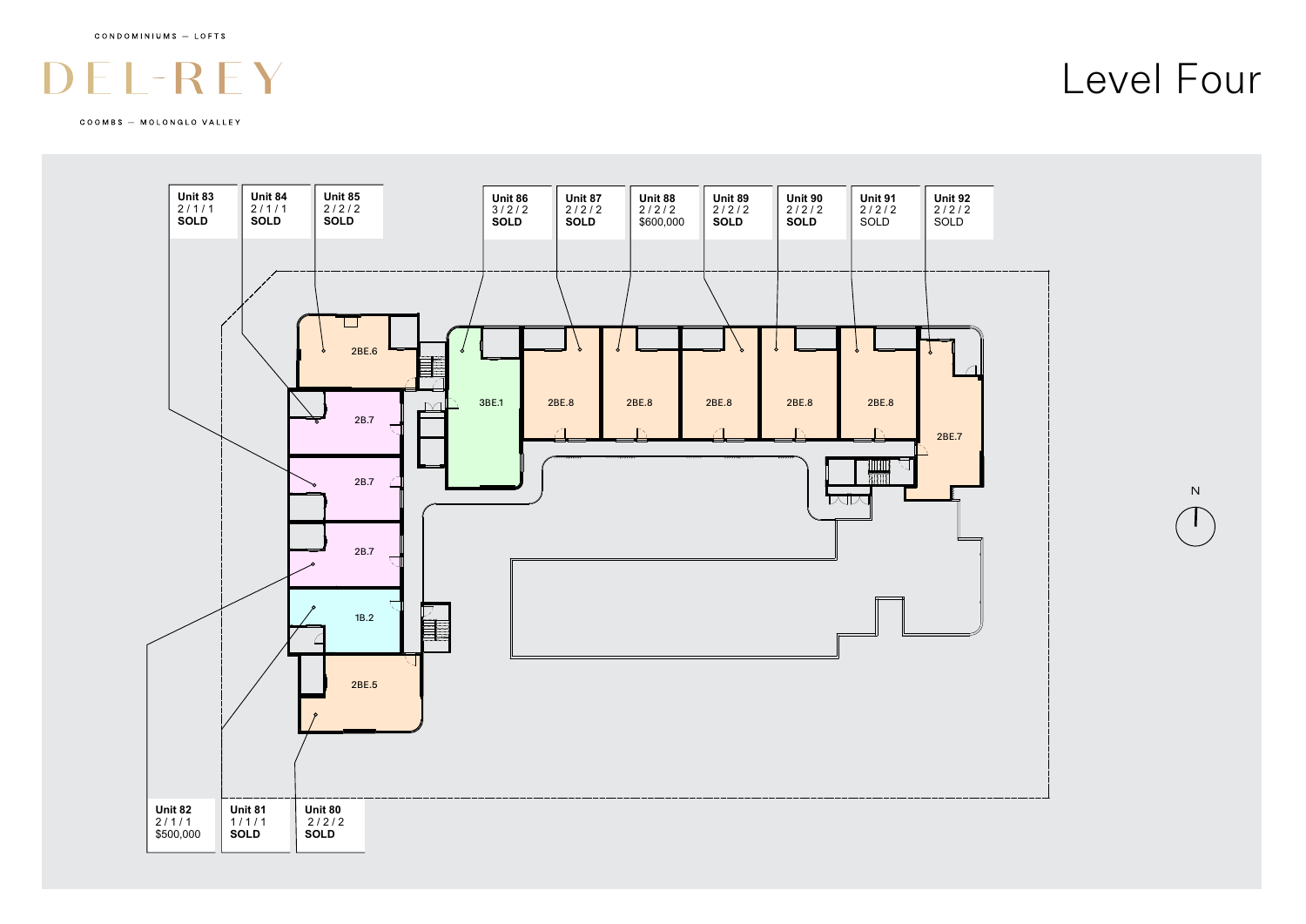CONDOMINIUMS — LOFTS

# DEL-REY

COOMBS — MOLONGLO VALLEY

# Level Four

**Unit 83**
2 / 1 / 1
**SOLD**

**Unit 84**
2 / 1 / 1
**SOLD**

**Unit 85**
2 / 2 / 2
**SOLD**

**Unit 86**
3 / 2 / 2
**SOLD**

**Unit 87**
2 / 2 / 2
**SOLD**

**Unit 88**
2 / 2 / 2
$600,000

**Unit 89**
2 / 2 / 2
**SOLD**

**Unit 90**
2 / 2 / 2
**SOLD**

**Unit 91**
2 / 2 / 2
SOLD

**Unit 92**
2 / 2 / 2
SOLD

2BE.6

2B.7

2B.7

2B.7

1B.2

2BE.5

3BE.1

2BE.8

2BE.8

2BE.8

2BE.8

2BE.8

2BE.7

N

**Unit 82**
2 / 1 / 1
$500,000

**Unit 81**
1 / 1 / 1
**SOLD**

**Unit 80**
2 / 2 / 2
**SOLD**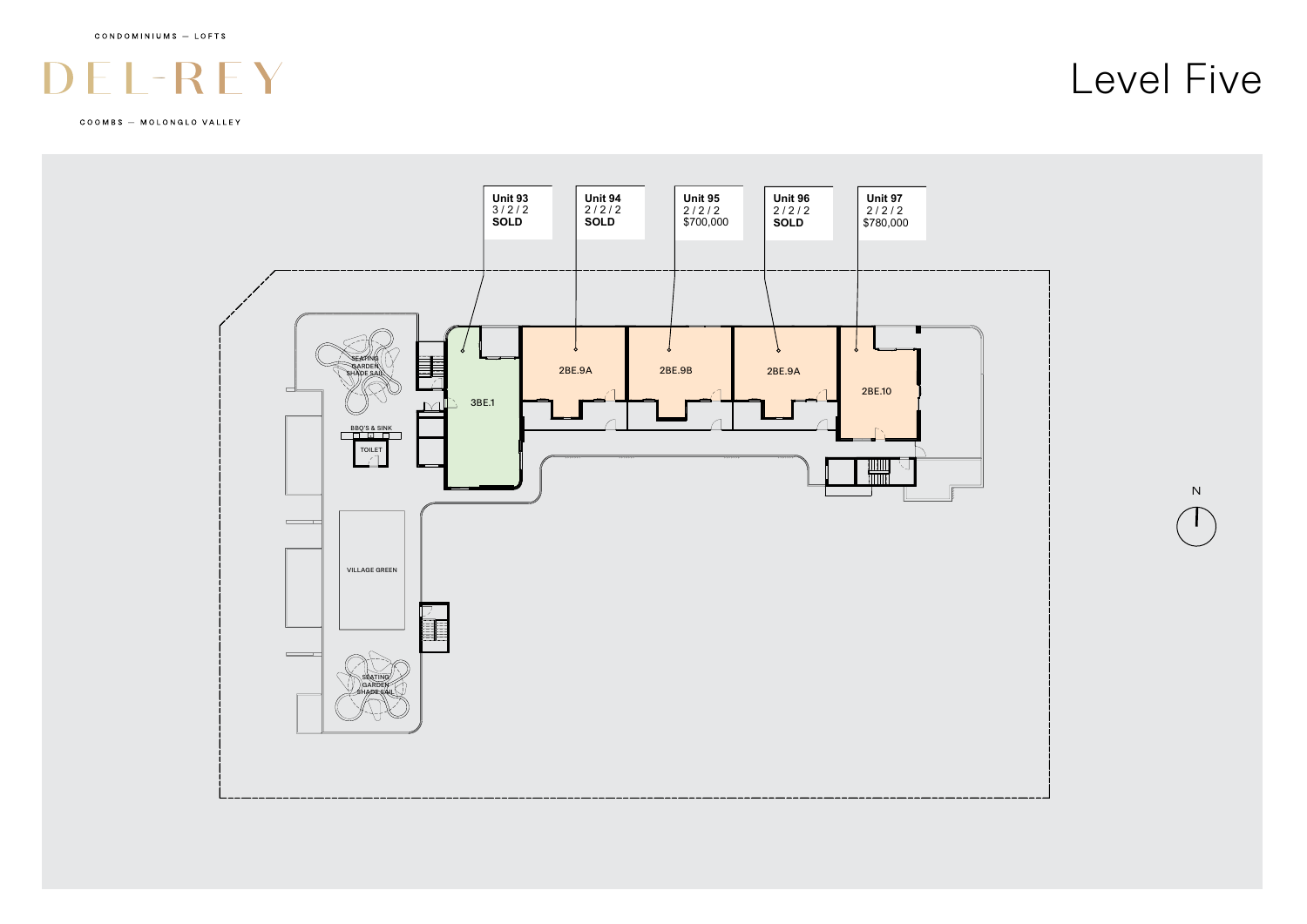CONDOMINIUMS — LOFTS

# DEL-REY

COOMBS — MOLONGLO VALLEY

# Level Five

**Unit 93**
3 / 2 / 2
**SOLD**

**Unit 94**
2 / 2 / 2
**SOLD**

**Unit 95**
2 / 2 / 2
$700,000

**Unit 96**
2 / 2 / 2
**SOLD**

**Unit 97**
2 / 2 / 2
$780,000

3BE.1

2BE.9A

2BE.9B

2BE.9A

2BE.10

SEATING GARDEN SHADE SAIL

BBQ'S & SINK

TOILET

VILLAGE GREEN

SEATING GARDEN SHADE SAIL

N